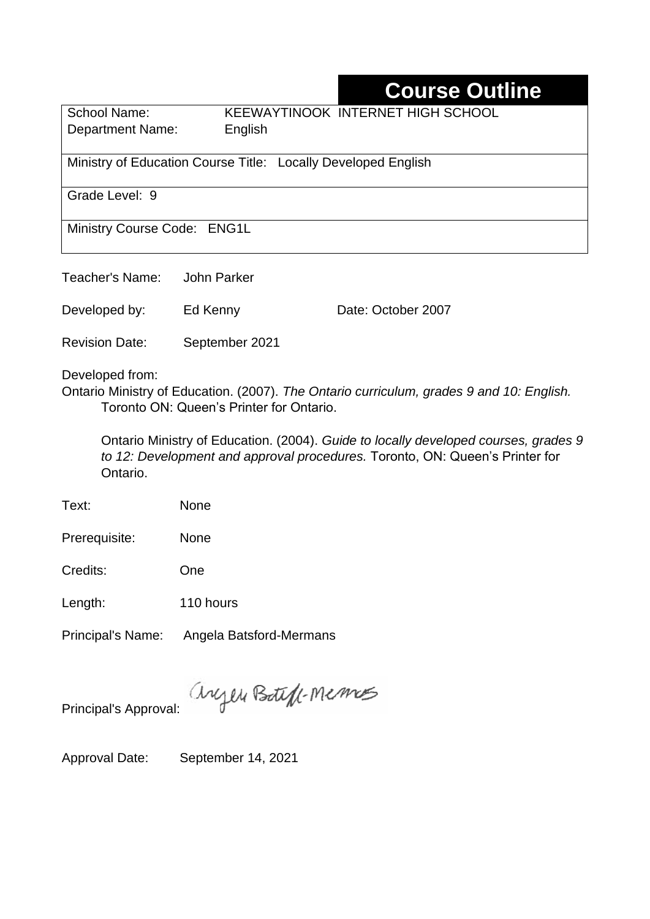# Course Outline

| | |
|---|---|
| School Name: | KEEWAYTINOOK INTERNET HIGH SCHOOL |
| Department Name: | English |
| Ministry of Education Course Title: Locally Developed English | |
| Grade Level: 9 | |
| Ministry Course Code: ENG1L | |

Teacher's Name: John Parker

Developed by: Ed Kenny Date: October 2007

Revision Date: September 2021

Developed from:

Ontario Ministry of Education. (2007). *The Ontario curriculum, grades 9 and 10: English.* Toronto ON: Queen's Printer for Ontario.

Ontario Ministry of Education. (2004). *Guide to locally developed courses, grades 9 to 12: Development and approval procedures.* Toronto, ON: Queen's Printer for Ontario.

Text: None

Prerequisite: None

Credits: One

Length: 110 hours

Principal's Name: Angela Batsford-Mermans

Principal's Approval: Angela Batsford-Mermans

Approval Date: September 14, 2021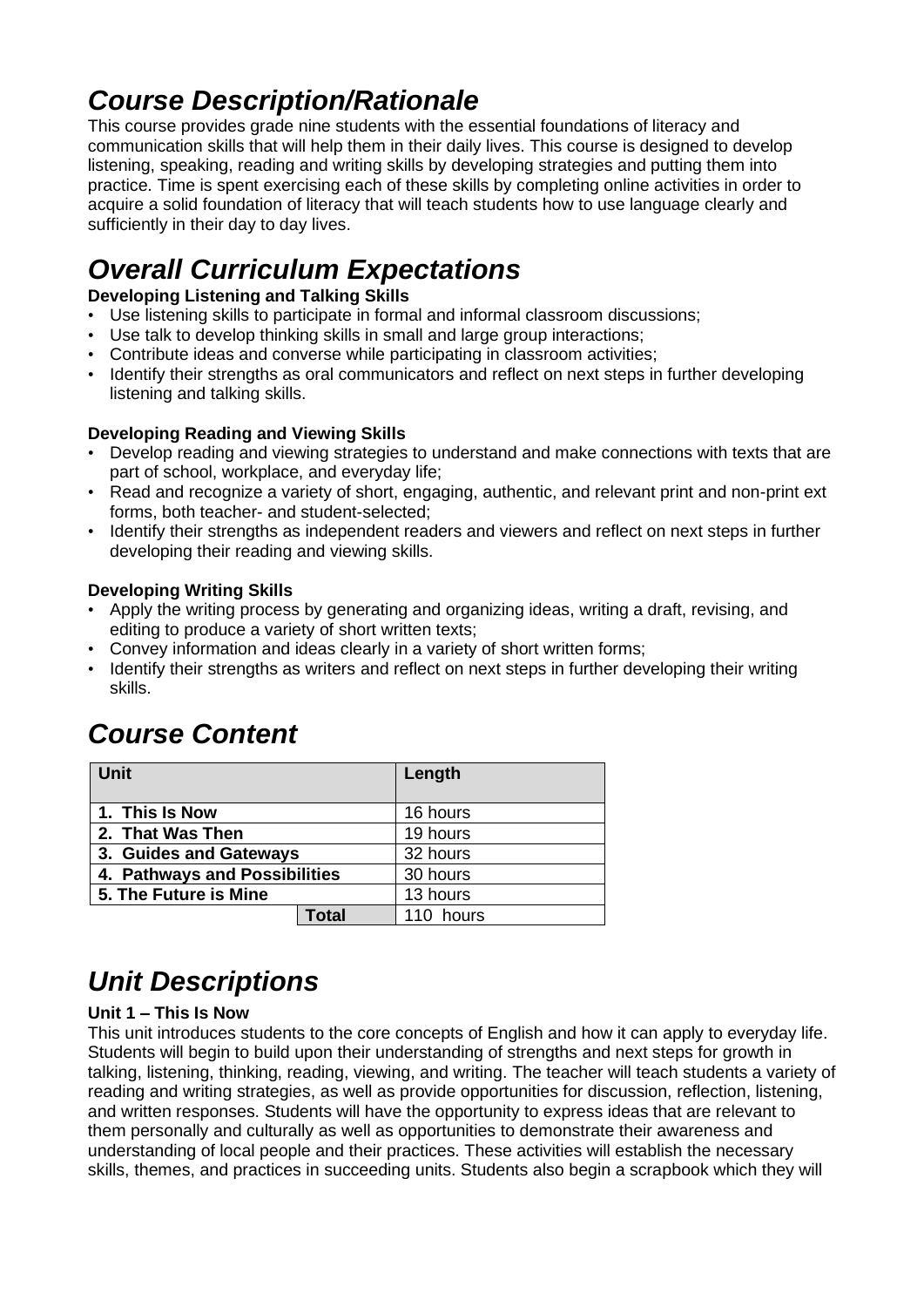## *Course Description/Rationale*

This course provides grade nine students with the essential foundations of literacy and communication skills that will help them in their daily lives. This course is designed to develop listening, speaking, reading and writing skills by developing strategies and putting them into practice. Time is spent exercising each of these skills by completing online activities in order to acquire a solid foundation of literacy that will teach students how to use language clearly and sufficiently in their day to day lives.

## *Overall Curriculum Expectations*

**Developing Listening and Talking Skills**

- Use listening skills to participate in formal and informal classroom discussions;
- Use talk to develop thinking skills in small and large group interactions;
- Contribute ideas and converse while participating in classroom activities;
- Identify their strengths as oral communicators and reflect on next steps in further developing listening and talking skills.

**Developing Reading and Viewing Skills**

- Develop reading and viewing strategies to understand and make connections with texts that are part of school, workplace, and everyday life;
- Read and recognize a variety of short, engaging, authentic, and relevant print and non-print ext forms, both teacher- and student-selected;
- Identify their strengths as independent readers and viewers and reflect on next steps in further developing their reading and viewing skills.

**Developing Writing Skills**

- Apply the writing process by generating and organizing ideas, writing a draft, revising, and editing to produce a variety of short written texts;
- Convey information and ideas clearly in a variety of short written forms;
- Identify their strengths as writers and reflect on next steps in further developing their writing skills.

## *Course Content*

| Unit | Length |
|---|---|
| **1. This Is Now** | 16 hours |
| **2. That Was Then** | 19 hours |
| **3. Guides and Gateways** | 32 hours |
| **4. Pathways and Possibilities** | 30 hours |
| **5. The Future is Mine** | 13 hours |
| **Total** | 110 hours |

## *Unit Descriptions*

**Unit 1 – This Is Now**

This unit introduces students to the core concepts of English and how it can apply to everyday life. Students will begin to build upon their understanding of strengths and next steps for growth in talking, listening, thinking, reading, viewing, and writing. The teacher will teach students a variety of reading and writing strategies, as well as provide opportunities for discussion, reflection, listening, and written responses. Students will have the opportunity to express ideas that are relevant to them personally and culturally as well as opportunities to demonstrate their awareness and understanding of local people and their practices. These activities will establish the necessary skills, themes, and practices in succeeding units. Students also begin a scrapbook which they will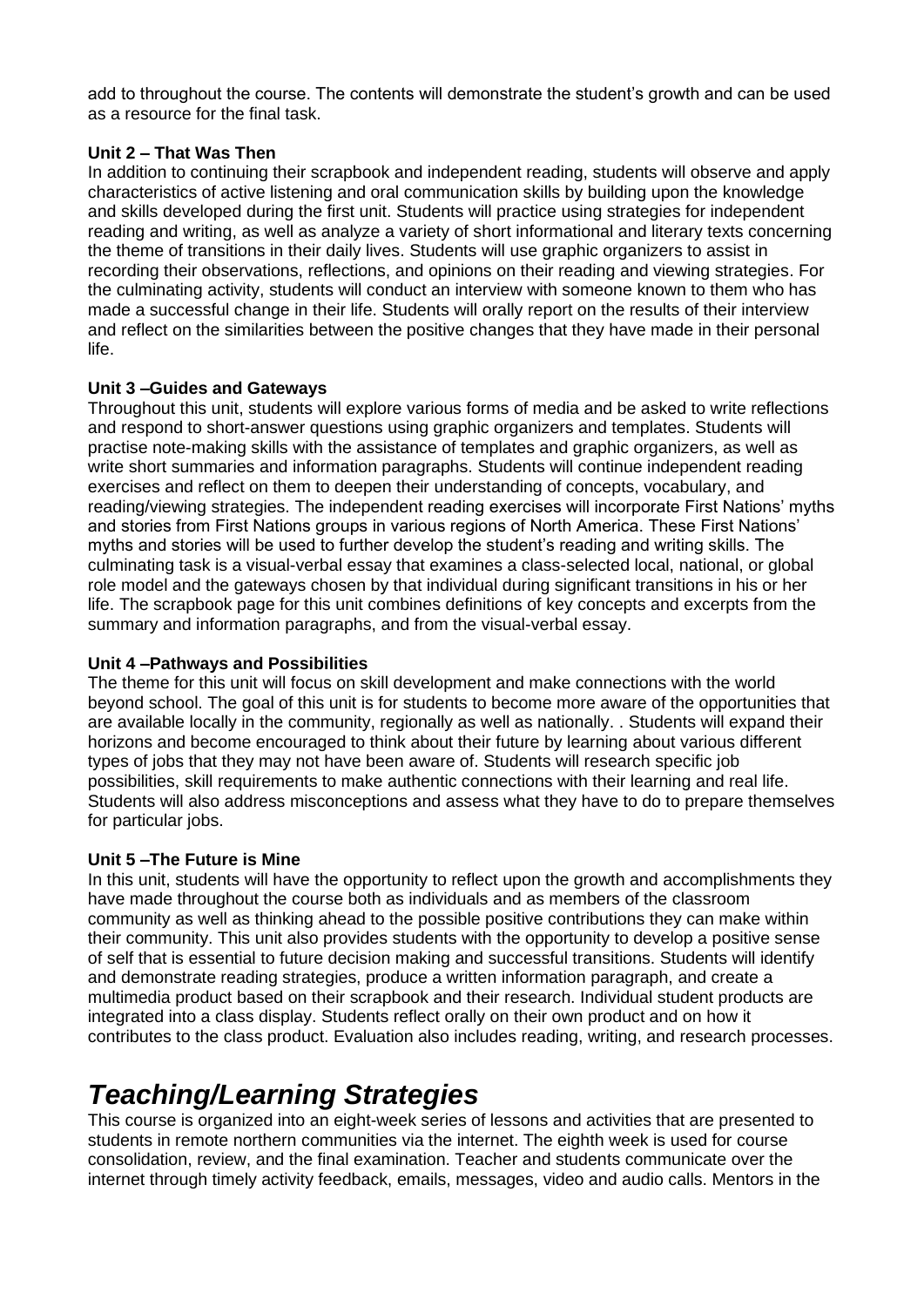add to throughout the course. The contents will demonstrate the student's growth and can be used as a resource for the final task.

**Unit 2 – That Was Then**

In addition to continuing their scrapbook and independent reading, students will observe and apply characteristics of active listening and oral communication skills by building upon the knowledge and skills developed during the first unit. Students will practice using strategies for independent reading and writing, as well as analyze a variety of short informational and literary texts concerning the theme of transitions in their daily lives. Students will use graphic organizers to assist in recording their observations, reflections, and opinions on their reading and viewing strategies. For the culminating activity, students will conduct an interview with someone known to them who has made a successful change in their life. Students will orally report on the results of their interview and reflect on the similarities between the positive changes that they have made in their personal life.

**Unit 3 –Guides and Gateways**

Throughout this unit, students will explore various forms of media and be asked to write reflections and respond to short-answer questions using graphic organizers and templates. Students will practise note-making skills with the assistance of templates and graphic organizers, as well as write short summaries and information paragraphs. Students will continue independent reading exercises and reflect on them to deepen their understanding of concepts, vocabulary, and reading/viewing strategies. The independent reading exercises will incorporate First Nations' myths and stories from First Nations groups in various regions of North America. These First Nations' myths and stories will be used to further develop the student's reading and writing skills. The culminating task is a visual-verbal essay that examines a class-selected local, national, or global role model and the gateways chosen by that individual during significant transitions in his or her life. The scrapbook page for this unit combines definitions of key concepts and excerpts from the summary and information paragraphs, and from the visual-verbal essay.

**Unit 4 –Pathways and Possibilities**

The theme for this unit will focus on skill development and make connections with the world beyond school. The goal of this unit is for students to become more aware of the opportunities that are available locally in the community, regionally as well as nationally. . Students will expand their horizons and become encouraged to think about their future by learning about various different types of jobs that they may not have been aware of. Students will research specific job possibilities, skill requirements to make authentic connections with their learning and real life. Students will also address misconceptions and assess what they have to do to prepare themselves for particular jobs.

**Unit 5 –The Future is Mine**

In this unit, students will have the opportunity to reflect upon the growth and accomplishments they have made throughout the course both as individuals and as members of the classroom community as well as thinking ahead to the possible positive contributions they can make within their community. This unit also provides students with the opportunity to develop a positive sense of self that is essential to future decision making and successful transitions. Students will identify and demonstrate reading strategies, produce a written information paragraph, and create a multimedia product based on their scrapbook and their research. Individual student products are integrated into a class display. Students reflect orally on their own product and on how it contributes to the class product. Evaluation also includes reading, writing, and research processes.

# *Teaching/Learning Strategies*

This course is organized into an eight-week series of lessons and activities that are presented to students in remote northern communities via the internet. The eighth week is used for course consolidation, review, and the final examination. Teacher and students communicate over the internet through timely activity feedback, emails, messages, video and audio calls. Mentors in the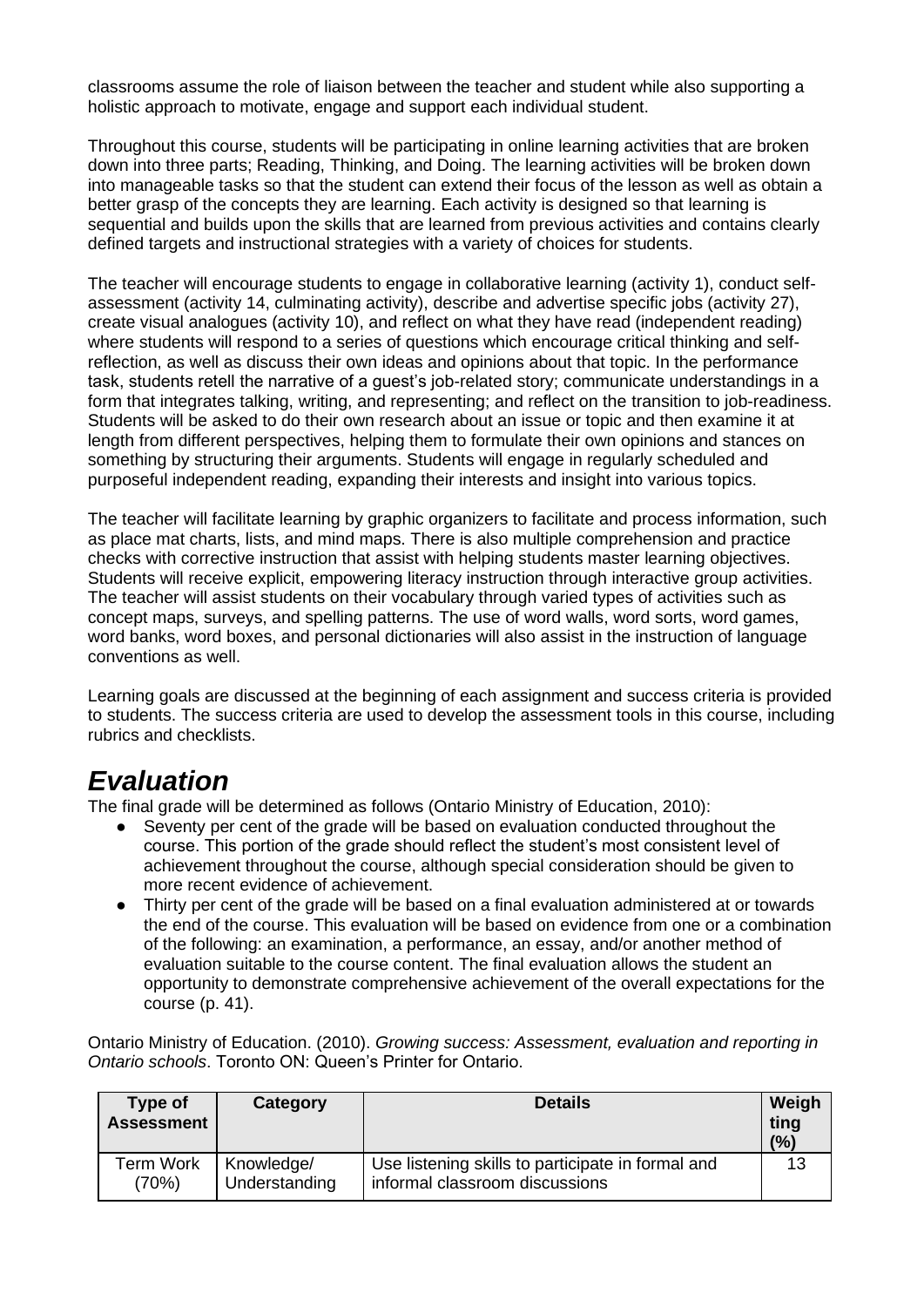classrooms assume the role of liaison between the teacher and student while also supporting a holistic approach to motivate, engage and support each individual student.

Throughout this course, students will be participating in online learning activities that are broken down into three parts; Reading, Thinking, and Doing. The learning activities will be broken down into manageable tasks so that the student can extend their focus of the lesson as well as obtain a better grasp of the concepts they are learning. Each activity is designed so that learning is sequential and builds upon the skills that are learned from previous activities and contains clearly defined targets and instructional strategies with a variety of choices for students.

The teacher will encourage students to engage in collaborative learning (activity 1), conduct self-assessment (activity 14, culminating activity), describe and advertise specific jobs (activity 27), create visual analogues (activity 10), and reflect on what they have read (independent reading) where students will respond to a series of questions which encourage critical thinking and self-reflection, as well as discuss their own ideas and opinions about that topic. In the performance task, students retell the narrative of a guest's job-related story; communicate understandings in a form that integrates talking, writing, and representing; and reflect on the transition to job-readiness. Students will be asked to do their own research about an issue or topic and then examine it at length from different perspectives, helping them to formulate their own opinions and stances on something by structuring their arguments. Students will engage in regularly scheduled and purposeful independent reading, expanding their interests and insight into various topics.

The teacher will facilitate learning by graphic organizers to facilitate and process information, such as place mat charts, lists, and mind maps. There is also multiple comprehension and practice checks with corrective instruction that assist with helping students master learning objectives. Students will receive explicit, empowering literacy instruction through interactive group activities. The teacher will assist students on their vocabulary through varied types of activities such as concept maps, surveys, and spelling patterns. The use of word walls, word sorts, word games, word banks, word boxes, and personal dictionaries will also assist in the instruction of language conventions as well.

Learning goals are discussed at the beginning of each assignment and success criteria is provided to students. The success criteria are used to develop the assessment tools in this course, including rubrics and checklists.

# *Evaluation*

The final grade will be determined as follows (Ontario Ministry of Education, 2010):

- Seventy per cent of the grade will be based on evaluation conducted throughout the course. This portion of the grade should reflect the student's most consistent level of achievement throughout the course, although special consideration should be given to more recent evidence of achievement.
- Thirty per cent of the grade will be based on a final evaluation administered at or towards the end of the course. This evaluation will be based on evidence from one or a combination of the following: an examination, a performance, an essay, and/or another method of evaluation suitable to the course content. The final evaluation allows the student an opportunity to demonstrate comprehensive achievement of the overall expectations for the course (p. 41).

Ontario Ministry of Education. (2010). *Growing success: Assessment, evaluation and reporting in Ontario schools*. Toronto ON: Queen's Printer for Ontario.

| Type of Assessment | Category | Details | Weighting (%) |
|---|---|---|---|
| Term Work (70%) | Knowledge/ Understanding | Use listening skills to participate in formal and informal classroom discussions | 13 |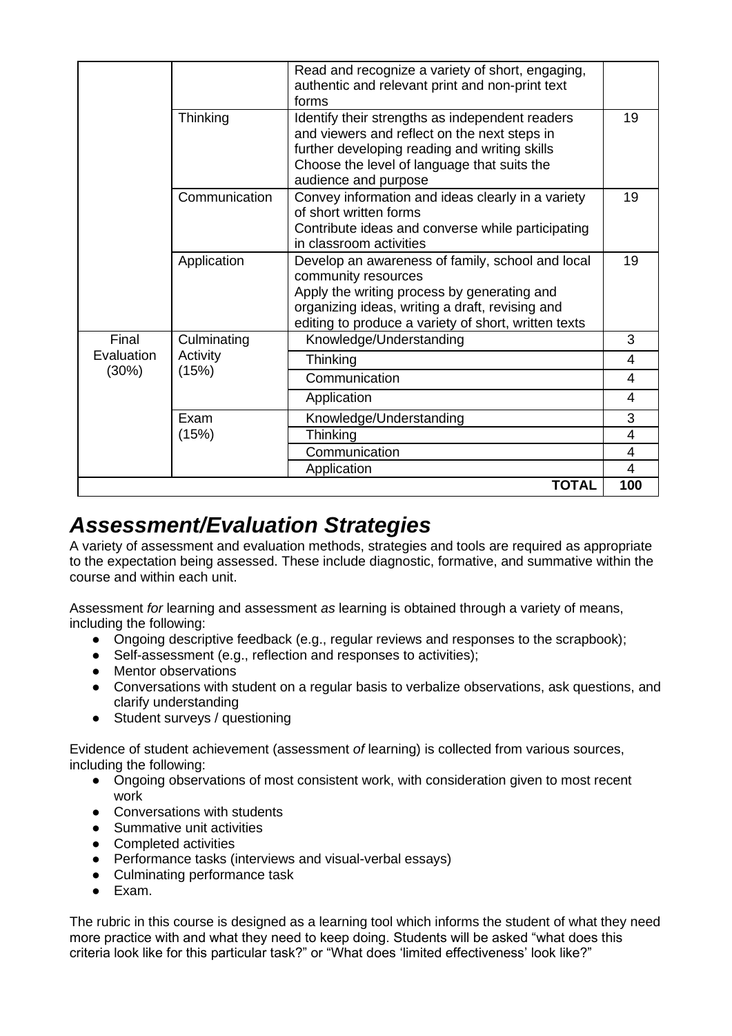| | | | |
|---|---|---|---|
| | | Read and recognize a variety of short, engaging, authentic and relevant print and non-print text forms | |
| | Thinking | Identify their strengths as independent readers and viewers and reflect on the next steps in further developing reading and writing skills<br>Choose the level of language that suits the audience and purpose | 19 |
| | Communication | Convey information and ideas clearly in a variety of short written forms<br>Contribute ideas and converse while participating in classroom activities | 19 |
| | Application | Develop an awareness of family, school and local community resources<br>Apply the writing process by generating and organizing ideas, writing a draft, revising and editing to produce a variety of short, written texts | 19 |
| Final Evaluation (30%) | Culminating Activity (15%) | Knowledge/Understanding | 3 |
| | | Thinking | 4 |
| | | Communication | 4 |
| | | Application | 4 |
| | Exam (15%) | Knowledge/Understanding | 3 |
| | | Thinking | 4 |
| | | Communication | 4 |
| | | Application | 4 |
| | | **TOTAL** | **100** |

# *Assessment/Evaluation Strategies*

A variety of assessment and evaluation methods, strategies and tools are required as appropriate to the expectation being assessed. These include diagnostic, formative, and summative within the course and within each unit.

Assessment *for* learning and assessment *as* learning is obtained through a variety of means, including the following:

- Ongoing descriptive feedback (e.g., regular reviews and responses to the scrapbook);
- Self-assessment (e.g., reflection and responses to activities);
- Mentor observations
- Conversations with student on a regular basis to verbalize observations, ask questions, and clarify understanding
- Student surveys / questioning

Evidence of student achievement (assessment *of* learning) is collected from various sources, including the following:

- Ongoing observations of most consistent work, with consideration given to most recent work
- Conversations with students
- Summative unit activities
- Completed activities
- Performance tasks (interviews and visual-verbal essays)
- Culminating performance task
- Exam.

The rubric in this course is designed as a learning tool which informs the student of what they need more practice with and what they need to keep doing. Students will be asked "what does this criteria look like for this particular task?" or "What does 'limited effectiveness' look like?"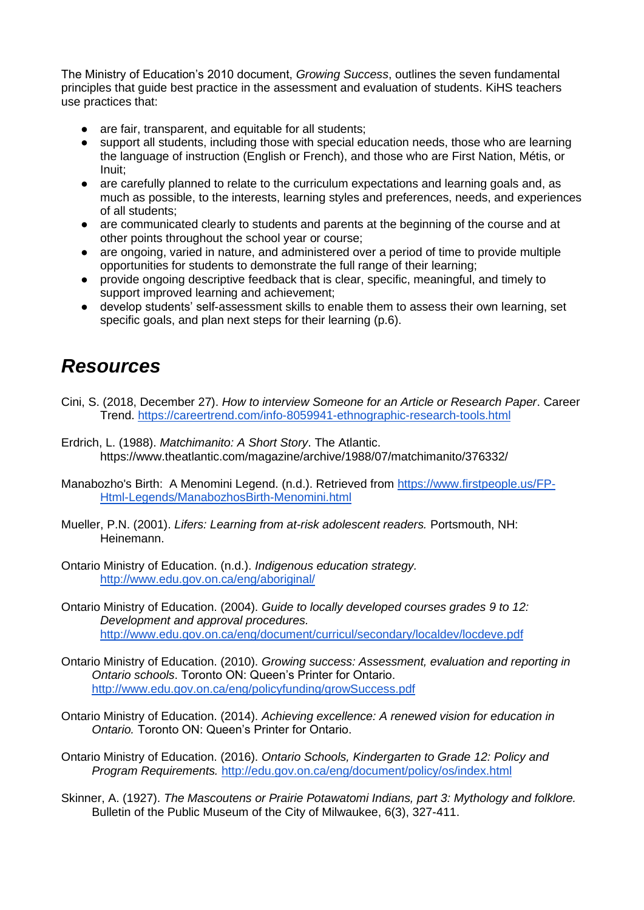The Ministry of Education's 2010 document, *Growing Success*, outlines the seven fundamental principles that guide best practice in the assessment and evaluation of students. KiHS teachers use practices that:

- are fair, transparent, and equitable for all students;
- support all students, including those with special education needs, those who are learning the language of instruction (English or French), and those who are First Nation, Métis, or Inuit;
- are carefully planned to relate to the curriculum expectations and learning goals and, as much as possible, to the interests, learning styles and preferences, needs, and experiences of all students;
- are communicated clearly to students and parents at the beginning of the course and at other points throughout the school year or course;
- are ongoing, varied in nature, and administered over a period of time to provide multiple opportunities for students to demonstrate the full range of their learning;
- provide ongoing descriptive feedback that is clear, specific, meaningful, and timely to support improved learning and achievement;
- develop students' self-assessment skills to enable them to assess their own learning, set specific goals, and plan next steps for their learning (p.6).

# ***Resources***

Cini, S. (2018, December 27). *How to interview Someone for an Article or Research Paper*. Career Trend. https://careertrend.com/info-8059941-ethnographic-research-tools.html

Erdrich, L. (1988). *Matchimanito: A Short Story*. The Atlantic. https://www.theatlantic.com/magazine/archive/1988/07/matchimanito/376332/

Manabozho's Birth: A Menomini Legend. (n.d.). Retrieved from https://www.firstpeople.us/FP-Html-Legends/ManabozhosBirth-Menomini.html

Mueller, P.N. (2001). *Lifers: Learning from at-risk adolescent readers.* Portsmouth, NH: Heinemann.

Ontario Ministry of Education. (n.d.). *Indigenous education strategy*. http://www.edu.gov.on.ca/eng/aboriginal/

Ontario Ministry of Education. (2004). *Guide to locally developed courses grades 9 to 12: Development and approval procedures.* http://www.edu.gov.on.ca/eng/document/curricul/secondary/localdev/locdeve.pdf

Ontario Ministry of Education. (2010). *Growing success: Assessment, evaluation and reporting in Ontario schools*. Toronto ON: Queen's Printer for Ontario. http://www.edu.gov.on.ca/eng/policyfunding/growSuccess.pdf

Ontario Ministry of Education. (2014). *Achieving excellence: A renewed vision for education in Ontario.* Toronto ON: Queen's Printer for Ontario.

Ontario Ministry of Education. (2016). *Ontario Schools, Kindergarten to Grade 12: Policy and Program Requirements.* http://edu.gov.on.ca/eng/document/policy/os/index.html

Skinner, A. (1927). *The Mascoutens or Prairie Potawatomi Indians, part 3: Mythology and folklore.* Bulletin of the Public Museum of the City of Milwaukee, 6(3), 327-411.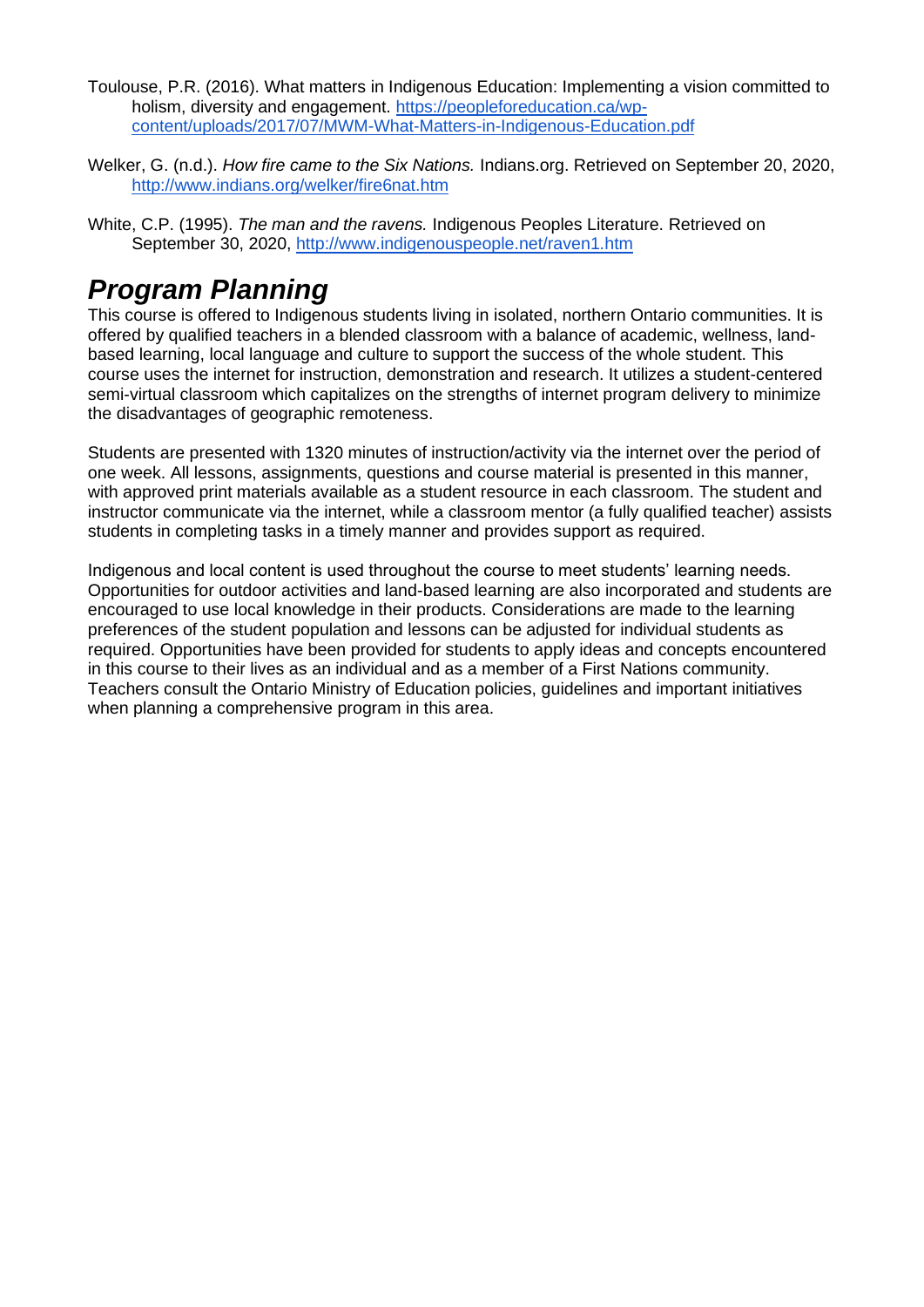Toulouse, P.R. (2016). What matters in Indigenous Education: Implementing a vision committed to holism, diversity and engagement. [https://peopleforeducation.ca/wp-content/uploads/2017/07/MWM-What-Matters-in-Indigenous-Education.pdf](https://peopleforeducation.ca/wp-content/uploads/2017/07/MWM-What-Matters-in-Indigenous-Education.pdf)

Welker, G. (n.d.). *How fire came to the Six Nations.* Indians.org. Retrieved on September 20, 2020, [http://www.indians.org/welker/fire6nat.htm](http://www.indians.org/welker/fire6nat.htm)

White, C.P. (1995). *The man and the ravens.* Indigenous Peoples Literature. Retrieved on September 30, 2020, [http://www.indigenouspeople.net/raven1.htm](http://www.indigenouspeople.net/raven1.htm)

# ***Program Planning***

This course is offered to Indigenous students living in isolated, northern Ontario communities. It is offered by qualified teachers in a blended classroom with a balance of academic, wellness, land-based learning, local language and culture to support the success of the whole student. This course uses the internet for instruction, demonstration and research. It utilizes a student-centered semi-virtual classroom which capitalizes on the strengths of internet program delivery to minimize the disadvantages of geographic remoteness.

Students are presented with 1320 minutes of instruction/activity via the internet over the period of one week. All lessons, assignments, questions and course material is presented in this manner, with approved print materials available as a student resource in each classroom. The student and instructor communicate via the internet, while a classroom mentor (a fully qualified teacher) assists students in completing tasks in a timely manner and provides support as required.

Indigenous and local content is used throughout the course to meet students' learning needs. Opportunities for outdoor activities and land-based learning are also incorporated and students are encouraged to use local knowledge in their products. Considerations are made to the learning preferences of the student population and lessons can be adjusted for individual students as required. Opportunities have been provided for students to apply ideas and concepts encountered in this course to their lives as an individual and as a member of a First Nations community. Teachers consult the Ontario Ministry of Education policies, guidelines and important initiatives when planning a comprehensive program in this area.